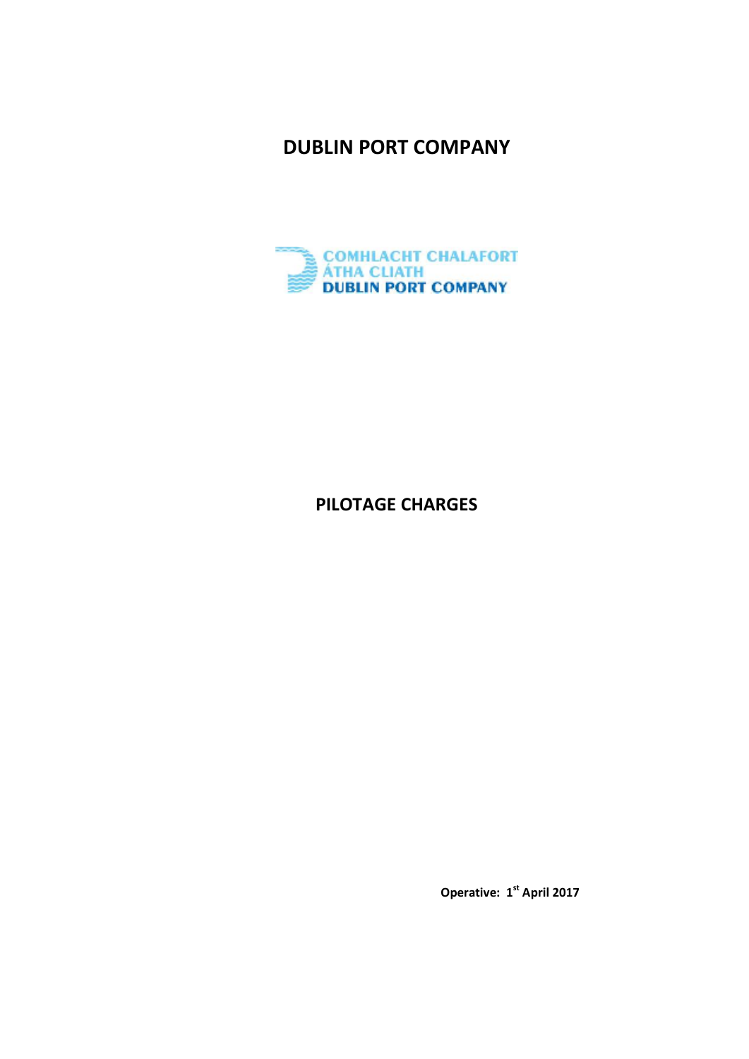# DUBLIN PORT COMPANY

COMHLACHT CHALAFORT
ÁTHA CLIATH
DUBLIN PORT COMPANY

## PILOTAGE CHARGES

**Operative: 1st April 2017**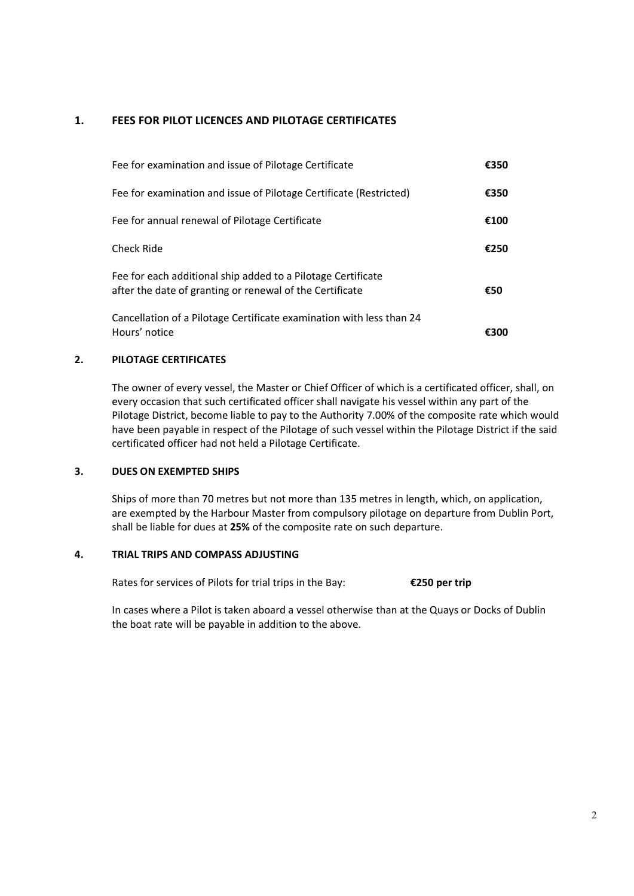## 1. FEES FOR PILOT LICENCES AND PILOTAGE CERTIFICATES

| | |
|---|---|
| Fee for examination and issue of Pilotage Certificate | **€350** |
| Fee for examination and issue of Pilotage Certificate (Restricted) | **€350** |
| Fee for annual renewal of Pilotage Certificate | **€100** |
| Check Ride | **€250** |
| Fee for each additional ship added to a Pilotage Certificate after the date of granting or renewal of the Certificate | **€50** |
| Cancellation of a Pilotage Certificate examination with less than 24 Hours' notice | **€300** |

## 2. PILOTAGE CERTIFICATES

The owner of every vessel, the Master or Chief Officer of which is a certificated officer, shall, on every occasion that such certificated officer shall navigate his vessel within any part of the Pilotage District, become liable to pay to the Authority 7.00% of the composite rate which would have been payable in respect of the Pilotage of such vessel within the Pilotage District if the said certificated officer had not held a Pilotage Certificate.

## 3. DUES ON EXEMPTED SHIPS

Ships of more than 70 metres but not more than 135 metres in length, which, on application, are exempted by the Harbour Master from compulsory pilotage on departure from Dublin Port, shall be liable for dues at **25%** of the composite rate on such departure.

## 4. TRIAL TRIPS AND COMPASS ADJUSTING

Rates for services of Pilots for trial trips in the Bay: **€250 per trip**

In cases where a Pilot is taken aboard a vessel otherwise than at the Quays or Docks of Dublin the boat rate will be payable in addition to the above.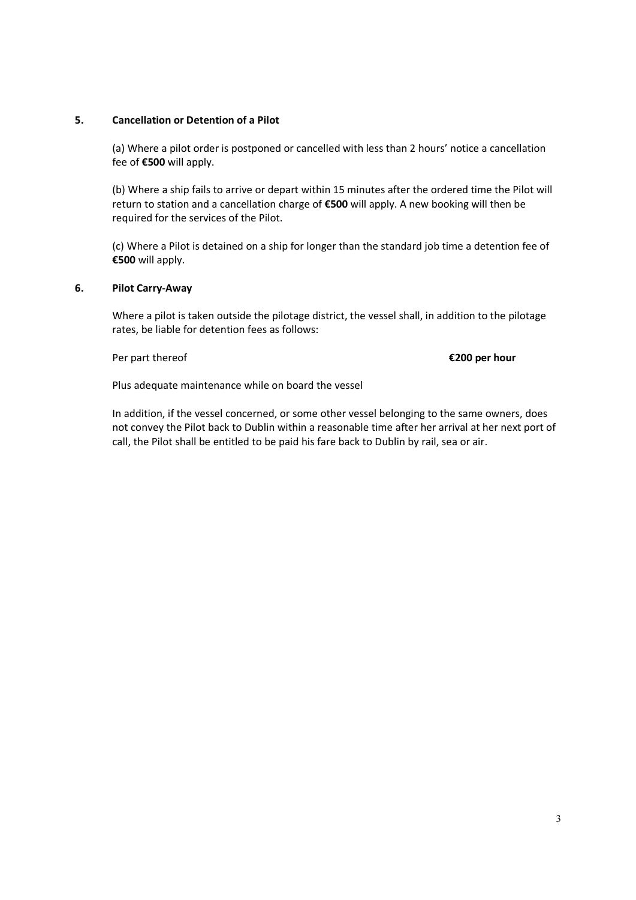## 5. Cancellation or Detention of a Pilot

(a) Where a pilot order is postponed or cancelled with less than 2 hours' notice a cancellation fee of **€500** will apply.

(b) Where a ship fails to arrive or depart within 15 minutes after the ordered time the Pilot will return to station and a cancellation charge of **€500** will apply. A new booking will then be required for the services of the Pilot.

(c) Where a Pilot is detained on a ship for longer than the standard job time a detention fee of **€500** will apply.

## 6. Pilot Carry-Away

Where a pilot is taken outside the pilotage district, the vessel shall, in addition to the pilotage rates, be liable for detention fees as follows:

| | |
|---|---|
| Per part thereof | **€200 per hour** |

Plus adequate maintenance while on board the vessel

In addition, if the vessel concerned, or some other vessel belonging to the same owners, does not convey the Pilot back to Dublin within a reasonable time after her arrival at her next port of call, the Pilot shall be entitled to be paid his fare back to Dublin by rail, sea or air.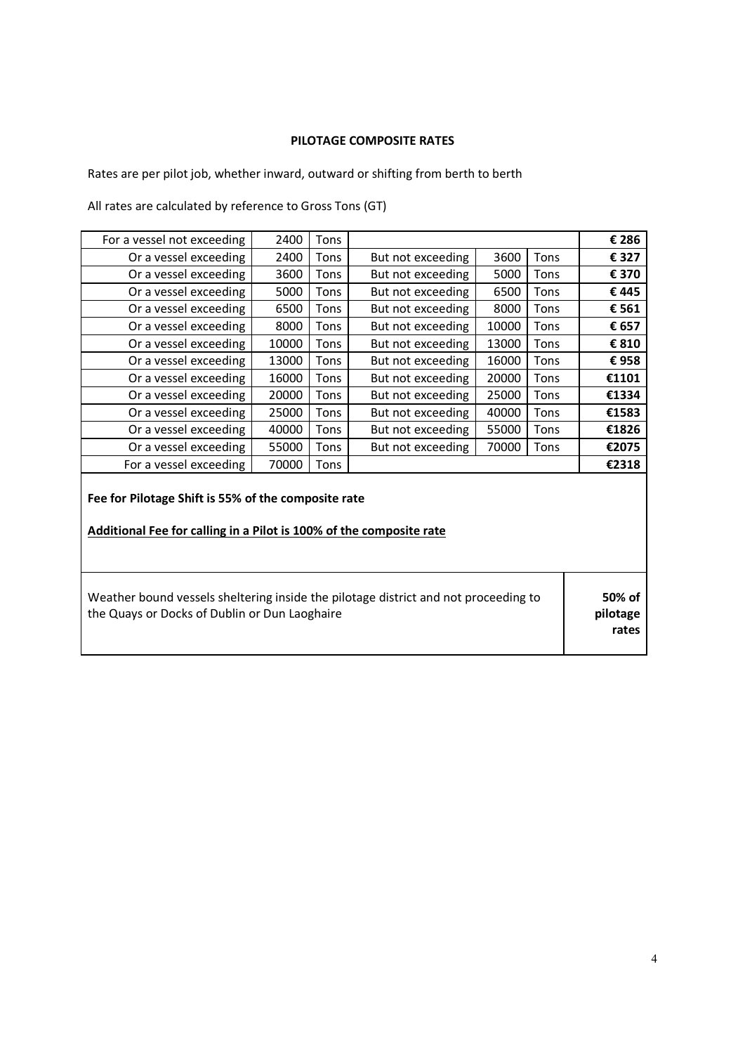**PILOTAGE COMPOSITE RATES**

Rates are per pilot job, whether inward, outward or shifting from berth to berth

All rates are calculated by reference to Gross Tons (GT)

| | | | | | | |
|---|---|---|---|---|---|---|
| For a vessel not exceeding | 2400 | Tons | | | | **€ 286** |
| Or a vessel exceeding | 2400 | Tons | But not exceeding | 3600 | Tons | **€ 327** |
| Or a vessel exceeding | 3600 | Tons | But not exceeding | 5000 | Tons | **€ 370** |
| Or a vessel exceeding | 5000 | Tons | But not exceeding | 6500 | Tons | **€ 445** |
| Or a vessel exceeding | 6500 | Tons | But not exceeding | 8000 | Tons | **€ 561** |
| Or a vessel exceeding | 8000 | Tons | But not exceeding | 10000 | Tons | **€ 657** |
| Or a vessel exceeding | 10000 | Tons | But not exceeding | 13000 | Tons | **€ 810** |
| Or a vessel exceeding | 13000 | Tons | But not exceeding | 16000 | Tons | **€ 958** |
| Or a vessel exceeding | 16000 | Tons | But not exceeding | 20000 | Tons | **€1101** |
| Or a vessel exceeding | 20000 | Tons | But not exceeding | 25000 | Tons | **€1334** |
| Or a vessel exceeding | 25000 | Tons | But not exceeding | 40000 | Tons | **€1583** |
| Or a vessel exceeding | 40000 | Tons | But not exceeding | 55000 | Tons | **€1826** |
| Or a vessel exceeding | 55000 | Tons | But not exceeding | 70000 | Tons | **€2075** |
| For a vessel exceeding | 70000 | Tons | | | | **€2318** |

**Fee for Pilotage Shift is 55% of the composite rate**

**Additional Fee for calling in a Pilot is 100% of the composite rate**

| | |
|---|---|
| Weather bound vessels sheltering inside the pilotage district and not proceeding to the Quays or Docks of Dublin or Dun Laoghaire | **50% of pilotage rates** |